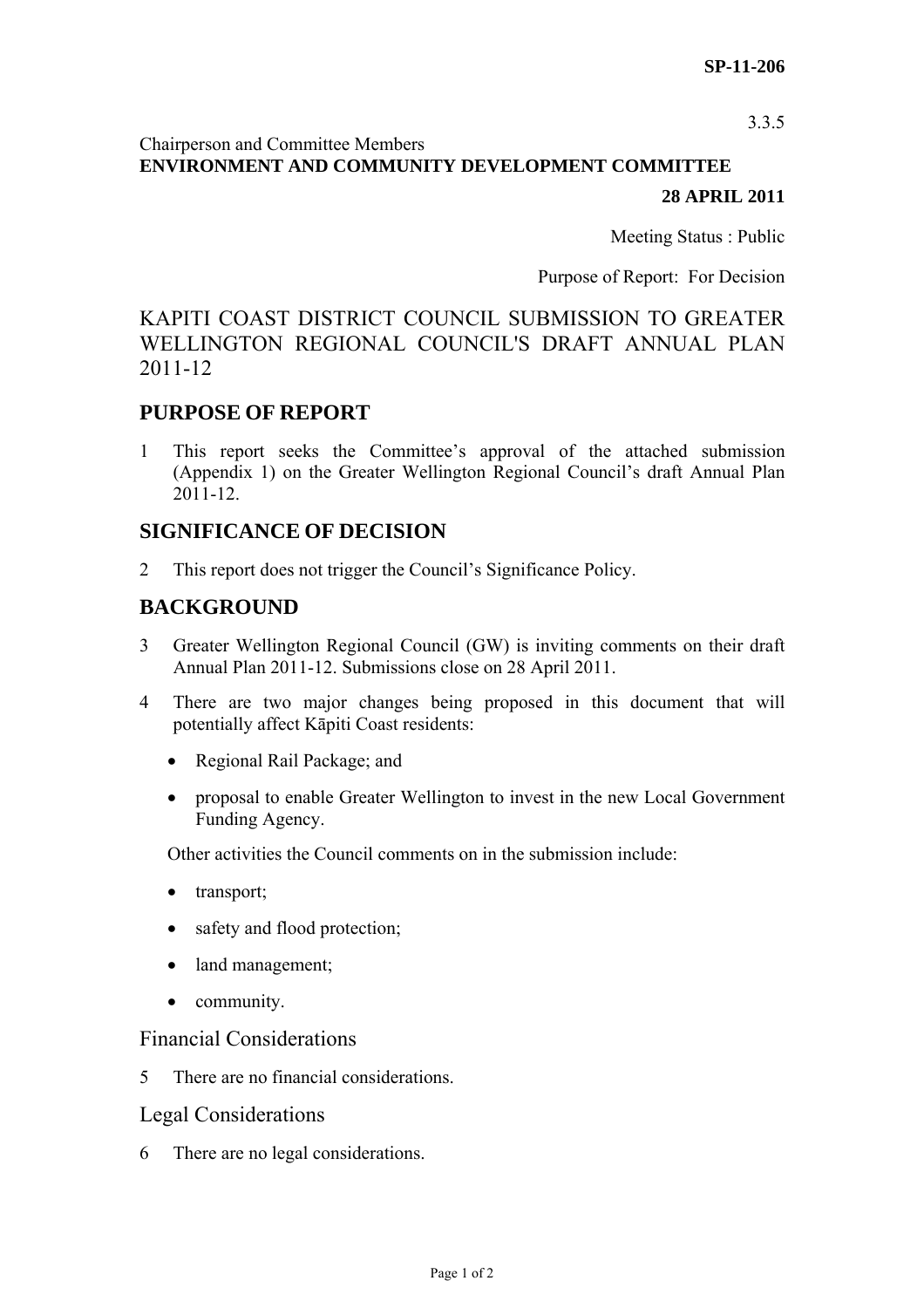**SP-11-206**

3.3.5

Chairperson and Committee Members
**ENVIRONMENT AND COMMUNITY DEVELOPMENT COMMITTEE**

**28 APRIL 2011**

Meeting Status : Public

Purpose of Report: For Decision

# KAPITI COAST DISTRICT COUNCIL SUBMISSION TO GREATER WELLINGTON REGIONAL COUNCIL'S DRAFT ANNUAL PLAN 2011-12

## PURPOSE OF REPORT

1 This report seeks the Committee's approval of the attached submission (Appendix 1) on the Greater Wellington Regional Council's draft Annual Plan 2011-12.

## SIGNIFICANCE OF DECISION

2 This report does not trigger the Council's Significance Policy.

## BACKGROUND

3 Greater Wellington Regional Council (GW) is inviting comments on their draft Annual Plan 2011-12. Submissions close on 28 April 2011.

4 There are two major changes being proposed in this document that will potentially affect Kāpiti Coast residents:

- Regional Rail Package; and
- proposal to enable Greater Wellington to invest in the new Local Government Funding Agency.

Other activities the Council comments on in the submission include:

- transport;
- safety and flood protection;
- land management;
- community.

### Financial Considerations

5 There are no financial considerations.

### Legal Considerations

6 There are no legal considerations.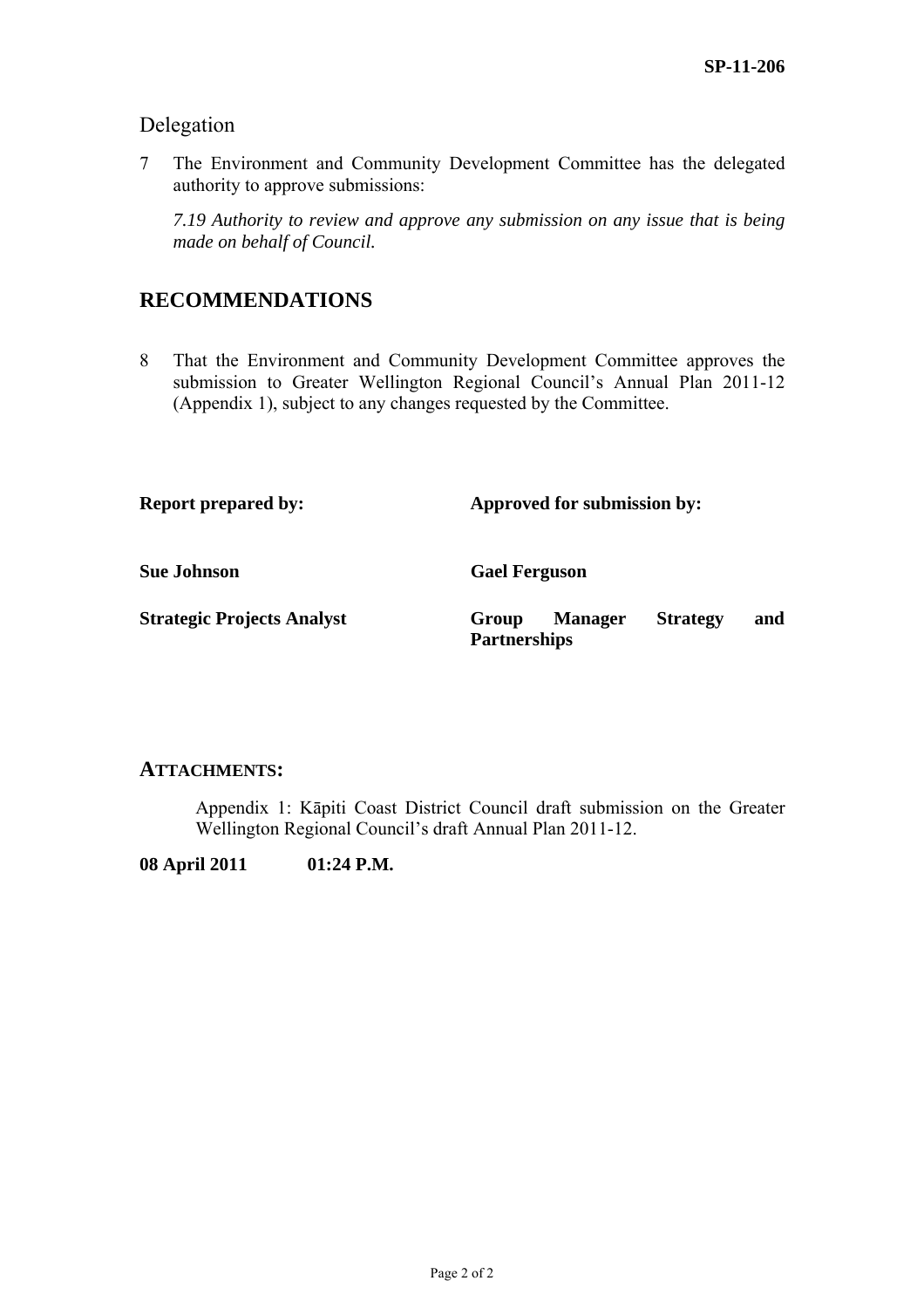SP-11-206

## Delegation

7 The Environment and Community Development Committee has the delegated authority to approve submissions:

*7.19 Authority to review and approve any submission on any issue that is being made on behalf of Council.*

## RECOMMENDATIONS

8 That the Environment and Community Development Committee approves the submission to Greater Wellington Regional Council's Annual Plan 2011-12 (Appendix 1), subject to any changes requested by the Committee.

| | |
|---|---|
| **Report prepared by:** | **Approved for submission by:** |
| **Sue Johnson** | **Gael Ferguson** |
| **Strategic Projects Analyst** | **Group Manager Strategy and Partnerships** |

## ATTACHMENTS:

Appendix 1: Kāpiti Coast District Council draft submission on the Greater Wellington Regional Council's draft Annual Plan 2011-12.

**08 April 2011 01:24 P.M.**